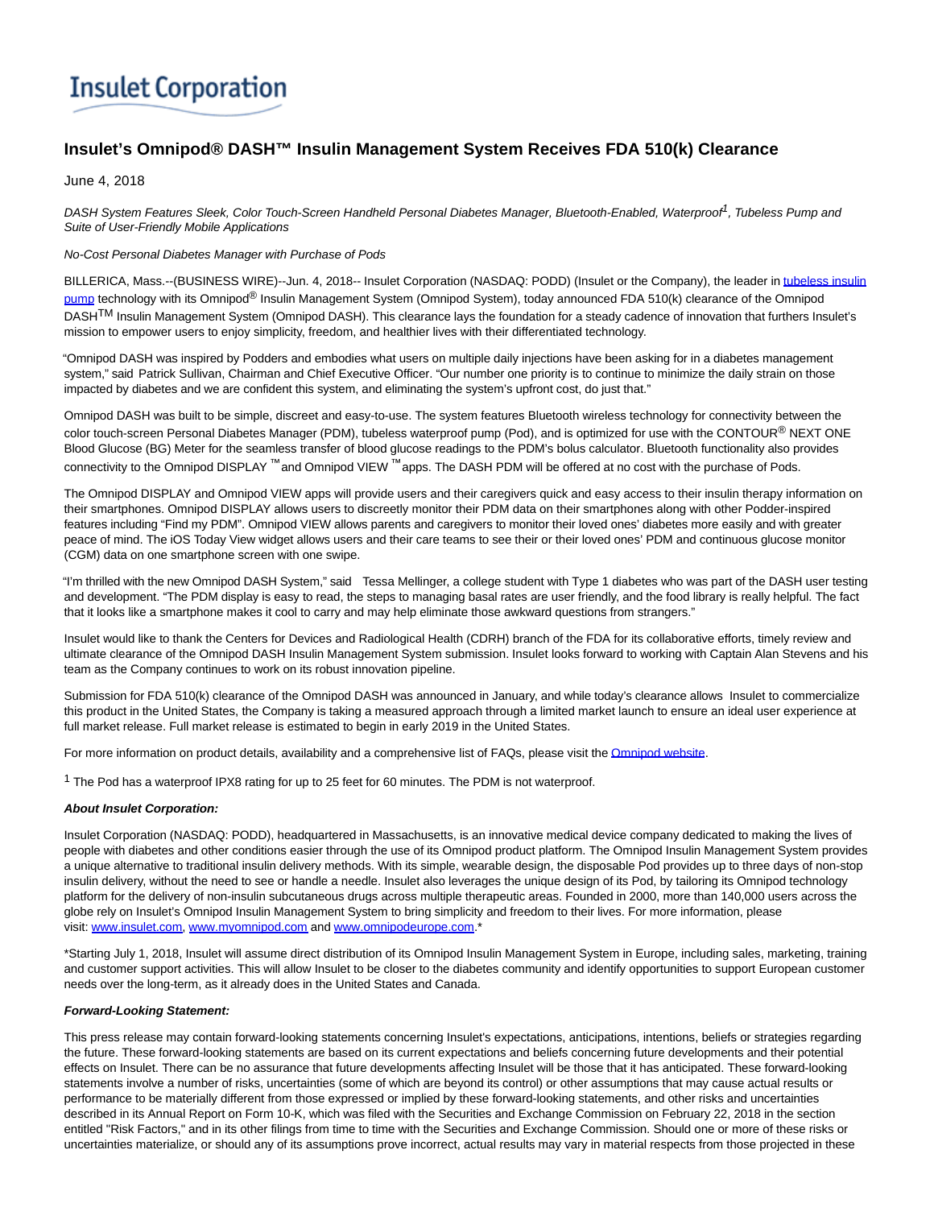Insulet Corporation

# Insulet's Omnipod® DASH™ Insulin Management System Receives FDA 510(k) Clearance

June 4, 2018

*DASH System Features Sleek, Color Touch-Screen Handheld Personal Diabetes Manager, Bluetooth-Enabled, Waterproof[1], Tubeless Pump and Suite of User-Friendly Mobile Applications*

*No-Cost Personal Diabetes Manager with Purchase of Pods*

BILLERICA, Mass.--(BUSINESS WIRE)--Jun. 4, 2018-- Insulet Corporation (NASDAQ: PODD) (Insulet or the Company), the leader in tubeless insulin pump technology with its Omnipod® Insulin Management System (Omnipod System), today announced FDA 510(k) clearance of the Omnipod DASH™ Insulin Management System (Omnipod DASH). This clearance lays the foundation for a steady cadence of innovation that furthers Insulet's mission to empower users to enjoy simplicity, freedom, and healthier lives with their differentiated technology.

"Omnipod DASH was inspired by Podders and embodies what users on multiple daily injections have been asking for in a diabetes management system," said Patrick Sullivan, Chairman and Chief Executive Officer. "Our number one priority is to continue to minimize the daily strain on those impacted by diabetes and we are confident this system, and eliminating the system's upfront cost, do just that."

Omnipod DASH was built to be simple, discreet and easy-to-use. The system features Bluetooth wireless technology for connectivity between the color touch-screen Personal Diabetes Manager (PDM), tubeless waterproof pump (Pod), and is optimized for use with the CONTOUR® NEXT ONE Blood Glucose (BG) Meter for the seamless transfer of blood glucose readings to the PDM's bolus calculator. Bluetooth functionality also provides connectivity to the Omnipod DISPLAY ™ and Omnipod VIEW ™ apps. The DASH PDM will be offered at no cost with the purchase of Pods.

The Omnipod DISPLAY and Omnipod VIEW apps will provide users and their caregivers quick and easy access to their insulin therapy information on their smartphones. Omnipod DISPLAY allows users to discreetly monitor their PDM data on their smartphones along with other Podder-inspired features including "Find my PDM". Omnipod VIEW allows parents and caregivers to monitor their loved ones' diabetes more easily and with greater peace of mind. The iOS Today View widget allows users and their care teams to see their or their loved ones' PDM and continuous glucose monitor (CGM) data on one smartphone screen with one swipe.

"I'm thrilled with the new Omnipod DASH System," said Tessa Mellinger, a college student with Type 1 diabetes who was part of the DASH user testing and development. "The PDM display is easy to read, the steps to managing basal rates are user friendly, and the food library is really helpful. The fact that it looks like a smartphone makes it cool to carry and may help eliminate those awkward questions from strangers."

Insulet would like to thank the Centers for Devices and Radiological Health (CDRH) branch of the FDA for its collaborative efforts, timely review and ultimate clearance of the Omnipod DASH Insulin Management System submission. Insulet looks forward to working with Captain Alan Stevens and his team as the Company continues to work on its robust innovation pipeline.

Submission for FDA 510(k) clearance of the Omnipod DASH was announced in January, and while today's clearance allows Insulet to commercialize this product in the United States, the Company is taking a measured approach through a limited market launch to ensure an ideal user experience at full market release. Full market release is estimated to begin in early 2019 in the United States.

For more information on product details, availability and a comprehensive list of FAQs, please visit the Omnipod website.

[1] The Pod has a waterproof IPX8 rating for up to 25 feet for 60 minutes. The PDM is not waterproof.

***About Insulet Corporation:***

Insulet Corporation (NASDAQ: PODD), headquartered in Massachusetts, is an innovative medical device company dedicated to making the lives of people with diabetes and other conditions easier through the use of its Omnipod product platform. The Omnipod Insulin Management System provides a unique alternative to traditional insulin delivery methods. With its simple, wearable design, the disposable Pod provides up to three days of non-stop insulin delivery, without the need to see or handle a needle. Insulet also leverages the unique design of its Pod, by tailoring its Omnipod technology platform for the delivery of non-insulin subcutaneous drugs across multiple therapeutic areas. Founded in 2000, more than 140,000 users across the globe rely on Insulet's Omnipod Insulin Management System to bring simplicity and freedom to their lives. For more information, please visit: www.insulet.com, www.myomnipod.com and www.omnipodeurope.com.*

*Starting July 1, 2018, Insulet will assume direct distribution of its Omnipod Insulin Management System in Europe, including sales, marketing, training and customer support activities. This will allow Insulet to be closer to the diabetes community and identify opportunities to support European customer needs over the long-term, as it already does in the United States and Canada.

***Forward-Looking Statement:***

This press release may contain forward-looking statements concerning Insulet's expectations, anticipations, intentions, beliefs or strategies regarding the future. These forward-looking statements are based on its current expectations and beliefs concerning future developments and their potential effects on Insulet. There can be no assurance that future developments affecting Insulet will be those that it has anticipated. These forward-looking statements involve a number of risks, uncertainties (some of which are beyond its control) or other assumptions that may cause actual results or performance to be materially different from those expressed or implied by these forward-looking statements, and other risks and uncertainties described in its Annual Report on Form 10-K, which was filed with the Securities and Exchange Commission on February 22, 2018 in the section entitled "Risk Factors," and in its other filings from time to time with the Securities and Exchange Commission. Should one or more of these risks or uncertainties materialize, or should any of its assumptions prove incorrect, actual results may vary in material respects from those projected in these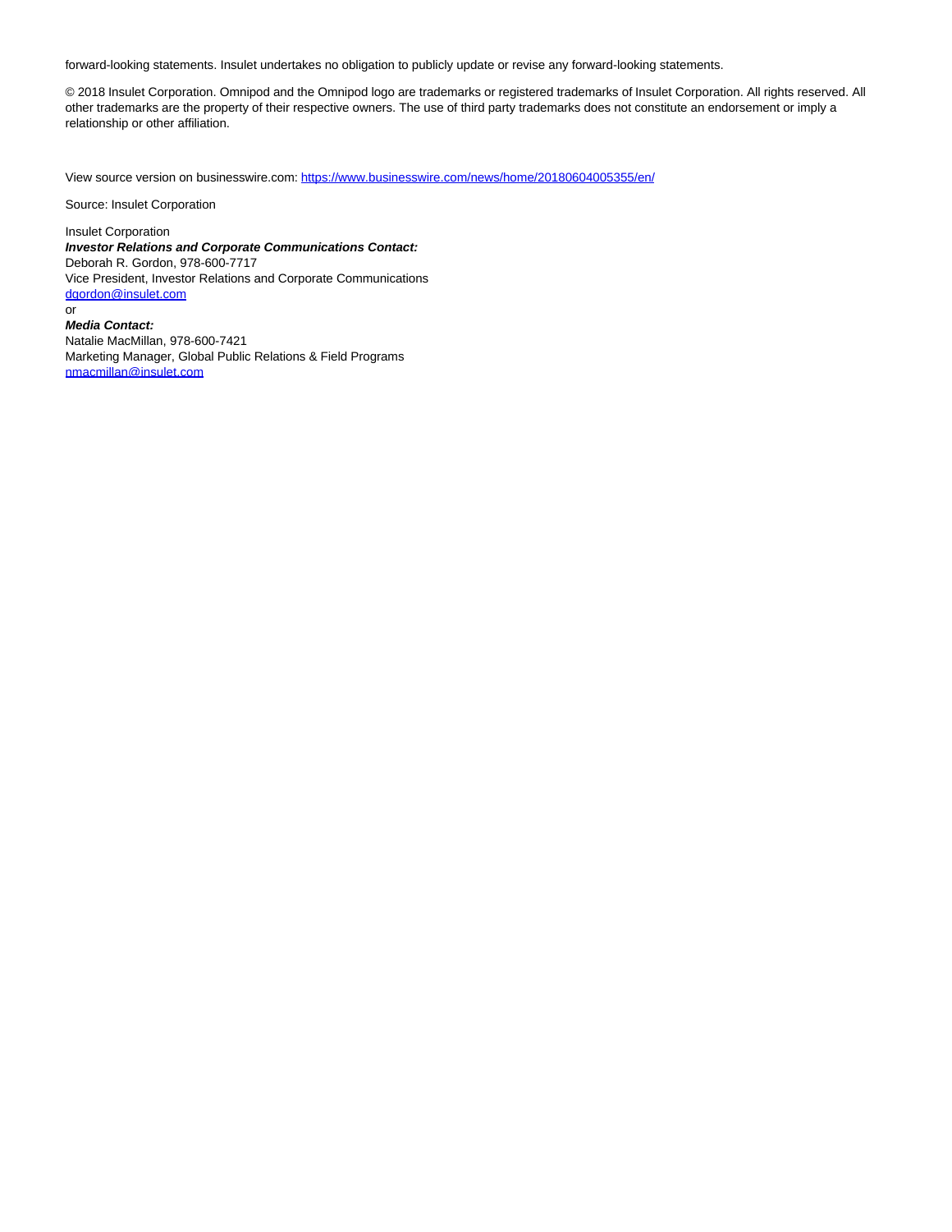forward-looking statements. Insulet undertakes no obligation to publicly update or revise any forward-looking statements.

© 2018 Insulet Corporation. Omnipod and the Omnipod logo are trademarks or registered trademarks of Insulet Corporation. All rights reserved. All other trademarks are the property of their respective owners. The use of third party trademarks does not constitute an endorsement or imply a relationship or other affiliation.

View source version on businesswire.com: https://www.businesswire.com/news/home/20180604005355/en/

Source: Insulet Corporation

Insulet Corporation  
***Investor Relations and Corporate Communications Contact:***  
Deborah R. Gordon, 978-600-7717  
Vice President, Investor Relations and Corporate Communications  
dgordon@insulet.com  
or  
***Media Contact:***  
Natalie MacMillan, 978-600-7421  
Marketing Manager, Global Public Relations & Field Programs  
nmacmillan@insulet.com